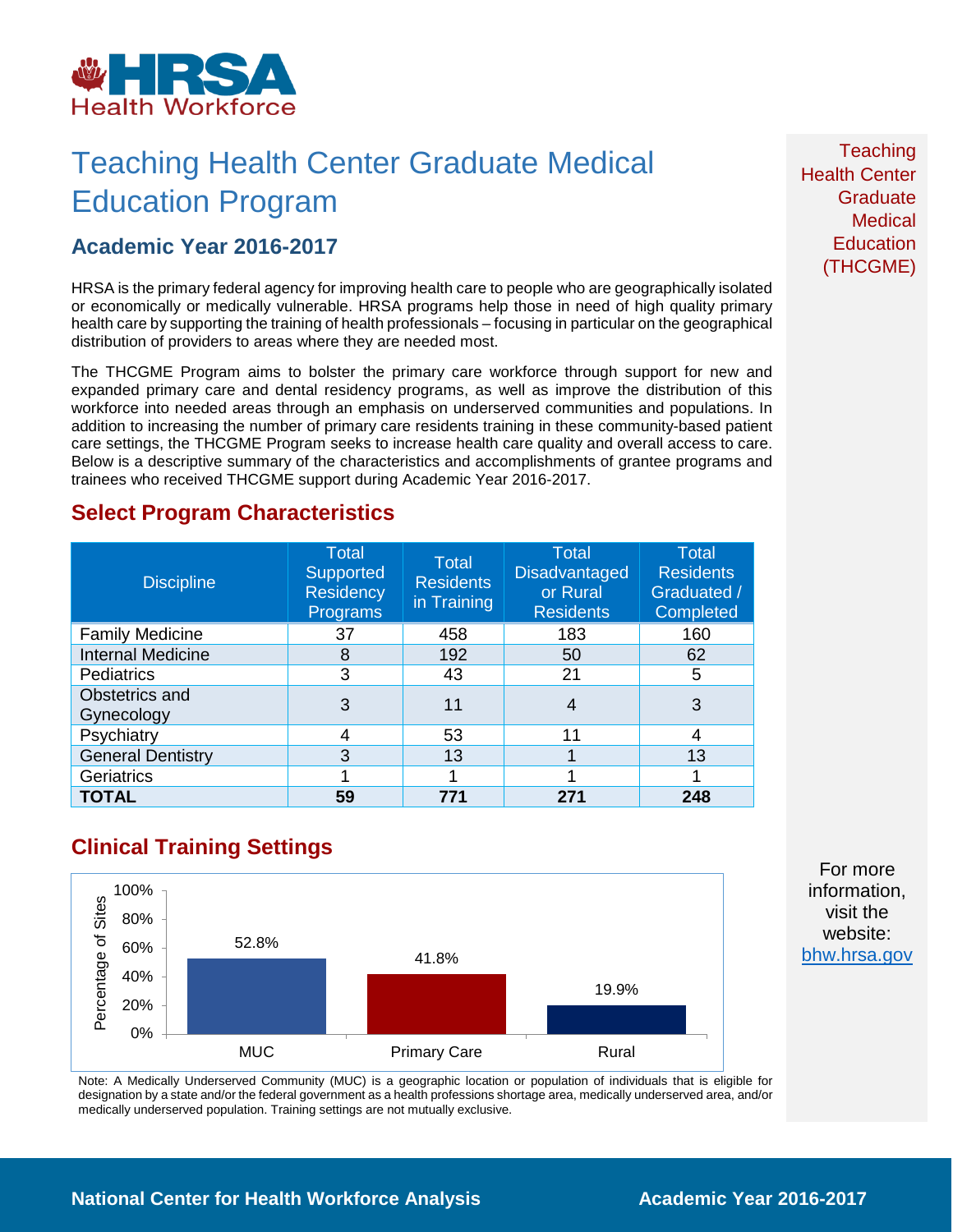HRSA Health Workforce

# Teaching Health Center Graduate Medical Education Program

## Academic Year 2016-2017

HRSA is the primary federal agency for improving health care to people who are geographically isolated or economically or medically vulnerable. HRSA programs help those in need of high quality primary health care by supporting the training of health professionals – focusing in particular on the geographical distribution of providers to areas where they are needed most.

The THCGME Program aims to bolster the primary care workforce through support for new and expanded primary care and dental residency programs, as well as improve the distribution of this workforce into needed areas through an emphasis on underserved communities and populations. In addition to increasing the number of primary care residents training in these community-based patient care settings, the THCGME Program seeks to increase health care quality and overall access to care. Below is a descriptive summary of the characteristics and accomplishments of grantee programs and trainees who received THCGME support during Academic Year 2016-2017.

### Select Program Characteristics

| Discipline | Total Supported Residency Programs | Total Residents in Training | Total Disadvantaged or Rural Residents | Total Residents Graduated / Completed |
|---|---|---|---|---|
| Family Medicine | 37 | 458 | 183 | 160 |
| Internal Medicine | 8 | 192 | 50 | 62 |
| Pediatrics | 3 | 43 | 21 | 5 |
| Obstetrics and Gynecology | 3 | 11 | 4 | 3 |
| Psychiatry | 4 | 53 | 11 | 4 |
| General Dentistry | 3 | 13 | 1 | 13 |
| Geriatrics | 1 | 1 | 1 | 1 |
| **TOTAL** | **59** | **771** | **271** | **248** |

### Clinical Training Settings

| Setting | Percentage of Sites |
|---|---|
| MUC | 52.8% |
| Primary Care | 41.8% |
| Rural | 19.9% |

Note: A Medically Underserved Community (MUC) is a geographic location or population of individuals that is eligible for designation by a state and/or the federal government as a health professions shortage area, medically underserved area, and/or medically underserved population. Training settings are not mutually exclusive.

Teaching Health Center Graduate Medical Education (THCGME)

For more information, visit the website: bhw.hrsa.gov

National Center for Health Workforce Analysis

Academic Year 2016-2017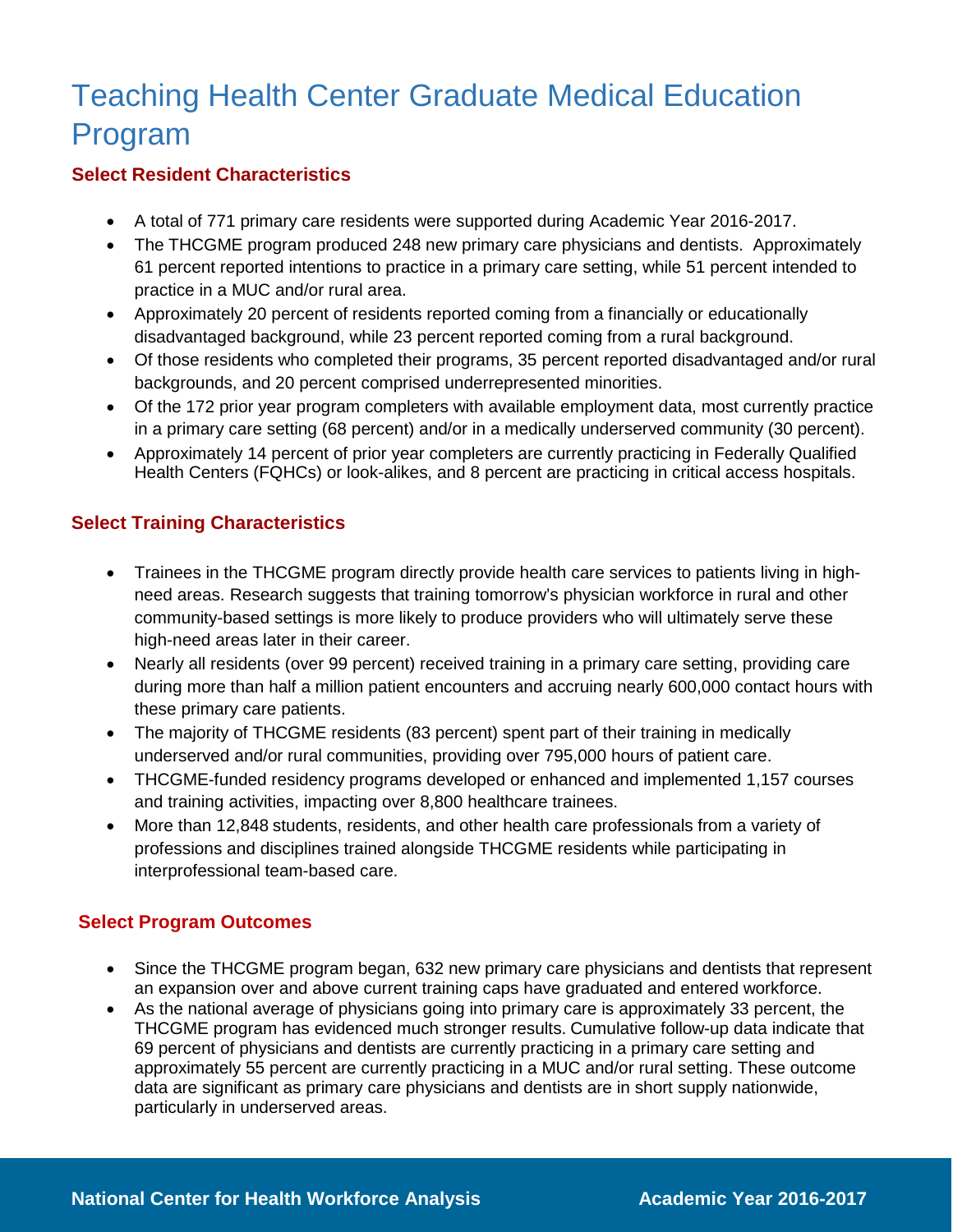# Teaching Health Center Graduate Medical Education Program

## Select Resident Characteristics

- A total of 771 primary care residents were supported during Academic Year 2016-2017.
- The THCGME program produced 248 new primary care physicians and dentists. Approximately 61 percent reported intentions to practice in a primary care setting, while 51 percent intended to practice in a MUC and/or rural area.
- Approximately 20 percent of residents reported coming from a financially or educationally disadvantaged background, while 23 percent reported coming from a rural background.
- Of those residents who completed their programs, 35 percent reported disadvantaged and/or rural backgrounds, and 20 percent comprised underrepresented minorities.
- Of the 172 prior year program completers with available employment data, most currently practice in a primary care setting (68 percent) and/or in a medically underserved community (30 percent).
- Approximately 14 percent of prior year completers are currently practicing in Federally Qualified Health Centers (FQHCs) or look-alikes, and 8 percent are practicing in critical access hospitals.

## Select Training Characteristics

- Trainees in the THCGME program directly provide health care services to patients living in high-need areas. Research suggests that training tomorrow's physician workforce in rural and other community-based settings is more likely to produce providers who will ultimately serve these high-need areas later in their career.
- Nearly all residents (over 99 percent) received training in a primary care setting, providing care during more than half a million patient encounters and accruing nearly 600,000 contact hours with these primary care patients.
- The majority of THCGME residents (83 percent) spent part of their training in medically underserved and/or rural communities, providing over 795,000 hours of patient care.
- THCGME-funded residency programs developed or enhanced and implemented 1,157 courses and training activities, impacting over 8,800 healthcare trainees.
- More than 12,848 students, residents, and other health care professionals from a variety of professions and disciplines trained alongside THCGME residents while participating in interprofessional team-based care.

## Select Program Outcomes

- Since the THCGME program began, 632 new primary care physicians and dentists that represent an expansion over and above current training caps have graduated and entered workforce.
- As the national average of physicians going into primary care is approximately 33 percent, the THCGME program has evidenced much stronger results. Cumulative follow-up data indicate that 69 percent of physicians and dentists are currently practicing in a primary care setting and approximately 55 percent are currently practicing in a MUC and/or rural setting. These outcome data are significant as primary care physicians and dentists are in short supply nationwide, particularly in underserved areas.